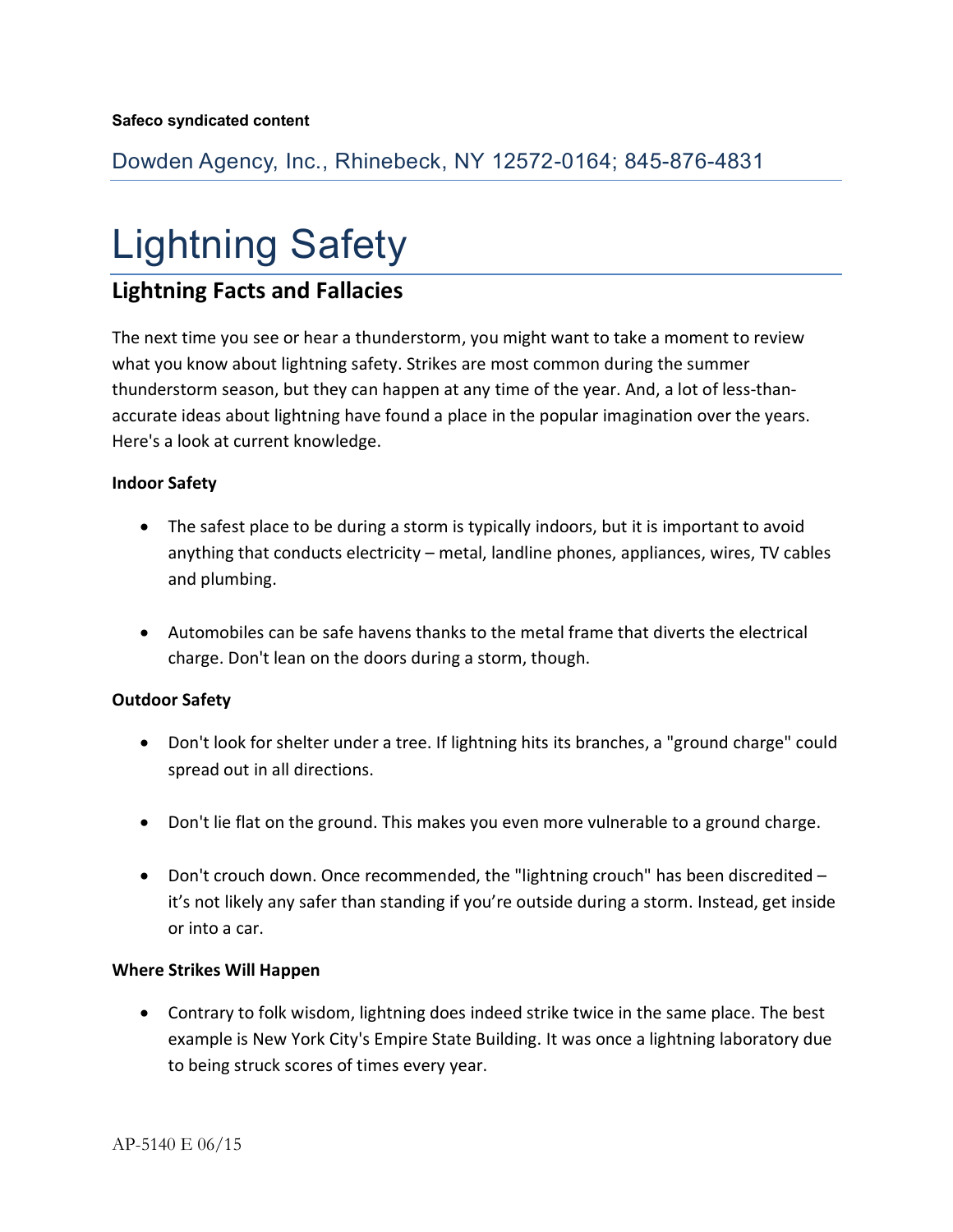**Safeco syndicated content**

Dowden Agency, Inc., Rhinebeck, NY 12572-0164; 845-876-4831

# Lightning Safety

## Lightning Facts and Fallacies

The next time you see or hear a thunderstorm, you might want to take a moment to review what you know about lightning safety. Strikes are most common during the summer thunderstorm season, but they can happen at any time of the year. And, a lot of less-than-accurate ideas about lightning have found a place in the popular imagination over the years. Here's a look at current knowledge.

**Indoor Safety**

- The safest place to be during a storm is typically indoors, but it is important to avoid anything that conducts electricity – metal, landline phones, appliances, wires, TV cables and plumbing.

- Automobiles can be safe havens thanks to the metal frame that diverts the electrical charge. Don't lean on the doors during a storm, though.

**Outdoor Safety**

- Don't look for shelter under a tree. If lightning hits its branches, a "ground charge" could spread out in all directions.

- Don't lie flat on the ground. This makes you even more vulnerable to a ground charge.

- Don't crouch down. Once recommended, the "lightning crouch" has been discredited – it's not likely any safer than standing if you're outside during a storm. Instead, get inside or into a car.

**Where Strikes Will Happen**

- Contrary to folk wisdom, lightning does indeed strike twice in the same place. The best example is New York City's Empire State Building. It was once a lightning laboratory due to being struck scores of times every year.

AP-5140 E 06/15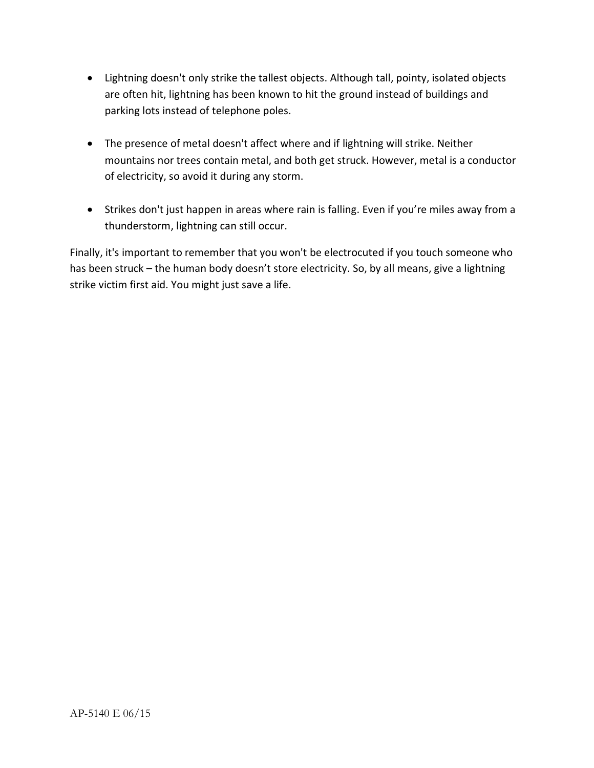- Lightning doesn't only strike the tallest objects. Although tall, pointy, isolated objects are often hit, lightning has been known to hit the ground instead of buildings and parking lots instead of telephone poles.

- The presence of metal doesn't affect where and if lightning will strike. Neither mountains nor trees contain metal, and both get struck. However, metal is a conductor of electricity, so avoid it during any storm.

- Strikes don't just happen in areas where rain is falling. Even if you're miles away from a thunderstorm, lightning can still occur.

Finally, it's important to remember that you won't be electrocuted if you touch someone who has been struck – the human body doesn't store electricity. So, by all means, give a lightning strike victim first aid. You might just save a life.